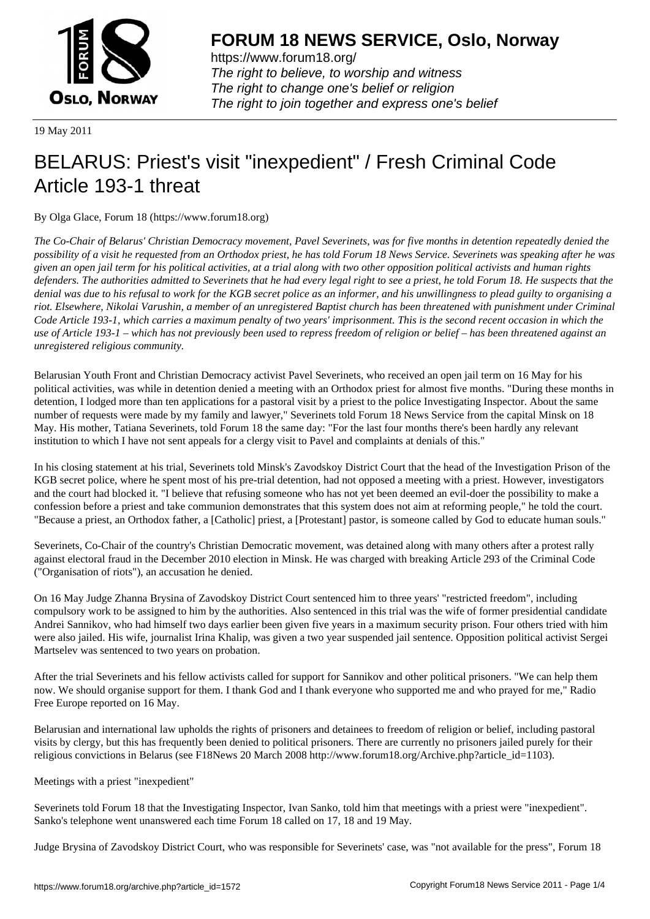**FORUM 18 NEWS SERVICE, Oslo, Norway**

https://www.forum18.org/
*The right to believe, to worship and witness*
*The right to change one's belief or religion*
*The right to join together and express one's belief*

19 May 2011

# BELARUS: Priest's visit "inexpedient" / Fresh Criminal Code Article 193-1 threat

By Olga Glace, Forum 18 (https://www.forum18.org)

*The Co-Chair of Belarus' Christian Democracy movement, Pavel Severinets, was for five months in detention repeatedly denied the possibility of a visit he requested from an Orthodox priest, he has told Forum 18 News Service. Severinets was speaking after he was given an open jail term for his political activities, at a trial along with two other opposition political activists and human rights defenders. The authorities admitted to Severinets that he had every legal right to see a priest, he told Forum 18. He suspects that the denial was due to his refusal to work for the KGB secret police as an informer, and his unwillingness to plead guilty to organising a riot. Elsewhere, Nikolai Varushin, a member of an unregistered Baptist church has been threatened with punishment under Criminal Code Article 193-1, which carries a maximum penalty of two years' imprisonment. This is the second recent occasion in which the use of Article 193-1 – which has not previously been used to repress freedom of religion or belief – has been threatened against an unregistered religious community.*

Belarusian Youth Front and Christian Democracy activist Pavel Severinets, who received an open jail term on 16 May for his political activities, was while in detention denied a meeting with an Orthodox priest for almost five months. "During these months in detention, I lodged more than ten applications for a pastoral visit by a priest to the police Investigating Inspector. About the same number of requests were made by my family and lawyer," Severinets told Forum 18 News Service from the capital Minsk on 18 May. His mother, Tatiana Severinets, told Forum 18 the same day: "For the last four months there's been hardly any relevant institution to which I have not sent appeals for a clergy visit to Pavel and complaints at denials of this."

In his closing statement at his trial, Severinets told Minsk's Zavodskoy District Court that the head of the Investigation Prison of the KGB secret police, where he spent most of his pre-trial detention, had not opposed a meeting with a priest. However, investigators and the court had blocked it. "I believe that refusing someone who has not yet been deemed an evil-doer the possibility to make a confession before a priest and take communion demonstrates that this system does not aim at reforming people," he told the court. "Because a priest, an Orthodox father, a [Catholic] priest, a [Protestant] pastor, is someone called by God to educate human souls."

Severinets, Co-Chair of the country's Christian Democratic movement, was detained along with many others after a protest rally against electoral fraud in the December 2010 election in Minsk. He was charged with breaking Article 293 of the Criminal Code ("Organisation of riots"), an accusation he denied.

On 16 May Judge Zhanna Brysina of Zavodskoy District Court sentenced him to three years' "restricted freedom", including compulsory work to be assigned to him by the authorities. Also sentenced in this trial was the wife of former presidential candidate Andrei Sannikov, who had himself two days earlier been given five years in a maximum security prison. Four others tried with him were also jailed. His wife, journalist Irina Khalip, was given a two year suspended jail sentence. Opposition political activist Sergei Martselev was sentenced to two years on probation.

After the trial Severinets and his fellow activists called for support for Sannikov and other political prisoners. "We can help them now. We should organise support for them. I thank God and I thank everyone who supported me and who prayed for me," Radio Free Europe reported on 16 May.

Belarusian and international law upholds the rights of prisoners and detainees to freedom of religion or belief, including pastoral visits by clergy, but this has frequently been denied to political prisoners. There are currently no prisoners jailed purely for their religious convictions in Belarus (see F18News 20 March 2008 http://www.forum18.org/Archive.php?article_id=1103).

Meetings with a priest "inexpedient"

Severinets told Forum 18 that the Investigating Inspector, Ivan Sanko, told him that meetings with a priest were "inexpedient". Sanko's telephone went unanswered each time Forum 18 called on 17, 18 and 19 May.

Judge Brysina of Zavodskoy District Court, who was responsible for Severinets' case, was "not available for the press", Forum 18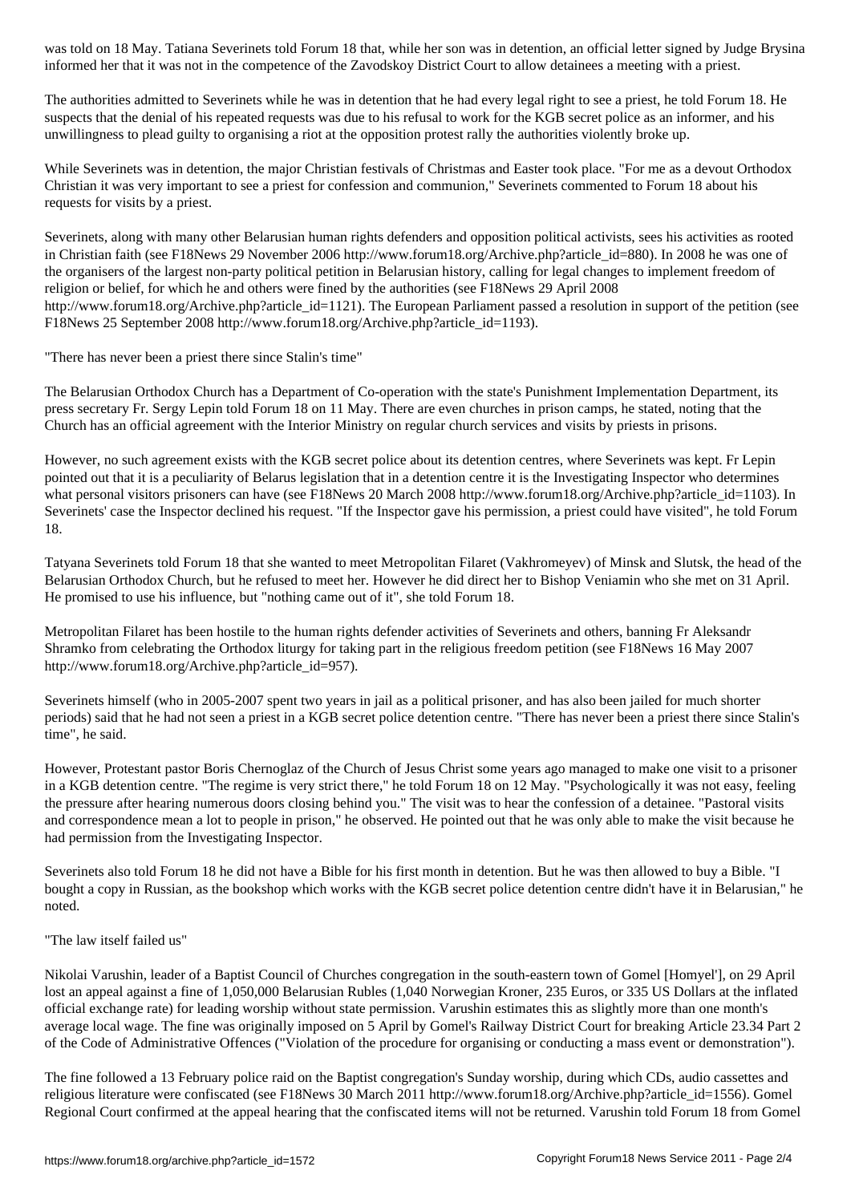was told on 18 May. Tatiana Severinets told Forum 18 that, while her son was in detention, an official letter signed by Judge Brysina informed her that it was not in the competence of the Zavodskoy District Court to allow detainees a meeting with a priest.

The authorities admitted to Severinets while he was in detention that he had every legal right to see a priest, he told Forum 18. He suspects that the denial of his repeated requests was due to his refusal to work for the KGB secret police as an informer, and his unwillingness to plead guilty to organising a riot at the opposition protest rally the authorities violently broke up.

While Severinets was in detention, the major Christian festivals of Christmas and Easter took place. "For me as a devout Orthodox Christian it was very important to see a priest for confession and communion," Severinets commented to Forum 18 about his requests for visits by a priest.

Severinets, along with many other Belarusian human rights defenders and opposition political activists, sees his activities as rooted in Christian faith (see F18News 29 November 2006 http://www.forum18.org/Archive.php?article_id=880). In 2008 he was one of the organisers of the largest non-party political petition in Belarusian history, calling for legal changes to implement freedom of religion or belief, for which he and others were fined by the authorities (see F18News 29 April 2008 http://www.forum18.org/Archive.php?article_id=1121). The European Parliament passed a resolution in support of the petition (see F18News 25 September 2008 http://www.forum18.org/Archive.php?article_id=1193).

"There has never been a priest there since Stalin's time"

The Belarusian Orthodox Church has a Department of Co-operation with the state's Punishment Implementation Department, its press secretary Fr. Sergy Lepin told Forum 18 on 11 May. There are even churches in prison camps, he stated, noting that the Church has an official agreement with the Interior Ministry on regular church services and visits by priests in prisons.

However, no such agreement exists with the KGB secret police about its detention centres, where Severinets was kept. Fr Lepin pointed out that it is a peculiarity of Belarus legislation that in a detention centre it is the Investigating Inspector who determines what personal visitors prisoners can have (see F18News 20 March 2008 http://www.forum18.org/Archive.php?article_id=1103). In Severinets' case the Inspector declined his request. "If the Inspector gave his permission, a priest could have visited", he told Forum 18.

Tatyana Severinets told Forum 18 that she wanted to meet Metropolitan Filaret (Vakhromeyev) of Minsk and Slutsk, the head of the Belarusian Orthodox Church, but he refused to meet her. However he did direct her to Bishop Veniamin who she met on 31 April. He promised to use his influence, but "nothing came out of it", she told Forum 18.

Metropolitan Filaret has been hostile to the human rights defender activities of Severinets and others, banning Fr Aleksandr Shramko from celebrating the Orthodox liturgy for taking part in the religious freedom petition (see F18News 16 May 2007 http://www.forum18.org/Archive.php?article_id=957).

Severinets himself (who in 2005-2007 spent two years in jail as a political prisoner, and has also been jailed for much shorter periods) said that he had not seen a priest in a KGB secret police detention centre. "There has never been a priest there since Stalin's time", he said.

However, Protestant pastor Boris Chernoglaz of the Church of Jesus Christ some years ago managed to make one visit to a prisoner in a KGB detention centre. "The regime is very strict there," he told Forum 18 on 12 May. "Psychologically it was not easy, feeling the pressure after hearing numerous doors closing behind you." The visit was to hear the confession of a detainee. "Pastoral visits and correspondence mean a lot to people in prison," he observed. He pointed out that he was only able to make the visit because he had permission from the Investigating Inspector.

Severinets also told Forum 18 he did not have a Bible for his first month in detention. But he was then allowed to buy a Bible. "I bought a copy in Russian, as the bookshop which works with the KGB secret police detention centre didn't have it in Belarusian," he noted.

"The law itself failed us"

Nikolai Varushin, leader of a Baptist Council of Churches congregation in the south-eastern town of Gomel [Homyel'], on 29 April lost an appeal against a fine of 1,050,000 Belarusian Rubles (1,040 Norwegian Kroner, 235 Euros, or 335 US Dollars at the inflated official exchange rate) for leading worship without state permission. Varushin estimates this as slightly more than one month's average local wage. The fine was originally imposed on 5 April by Gomel's Railway District Court for breaking Article 23.34 Part 2 of the Code of Administrative Offences ("Violation of the procedure for organising or conducting a mass event or demonstration").

The fine followed a 13 February police raid on the Baptist congregation's Sunday worship, during which CDs, audio cassettes and religious literature were confiscated (see F18News 30 March 2011 http://www.forum18.org/Archive.php?article_id=1556). Gomel Regional Court confirmed at the appeal hearing that the confiscated items will not be returned. Varushin told Forum 18 from Gomel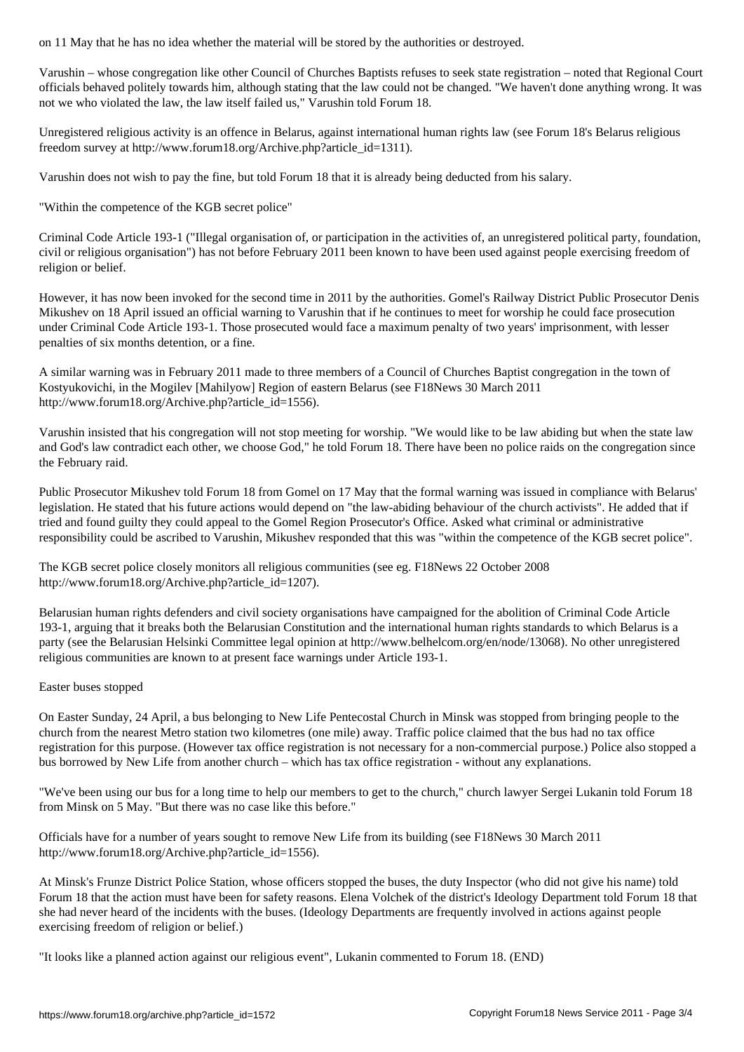on 11 May that he has no idea whether the material will be stored by the authorities or destroyed.

Varushin – whose congregation like other Council of Churches Baptists refuses to seek state registration – noted that Regional Court officials behaved politely towards him, although stating that the law could not be changed. "We haven't done anything wrong. It was not we who violated the law, the law itself failed us," Varushin told Forum 18.

Unregistered religious activity is an offence in Belarus, against international human rights law (see Forum 18's Belarus religious freedom survey at http://www.forum18.org/Archive.php?article_id=1311).

Varushin does not wish to pay the fine, but told Forum 18 that it is already being deducted from his salary.

## "Within the competence of the KGB secret police"

Criminal Code Article 193-1 ("Illegal organisation of, or participation in the activities of, an unregistered political party, foundation, civil or religious organisation") has not before February 2011 been known to have been used against people exercising freedom of religion or belief.

However, it has now been invoked for the second time in 2011 by the authorities. Gomel's Railway District Public Prosecutor Denis Mikushev on 18 April issued an official warning to Varushin that if he continues to meet for worship he could face prosecution under Criminal Code Article 193-1. Those prosecuted would face a maximum penalty of two years' imprisonment, with lesser penalties of six months detention, or a fine.

A similar warning was in February 2011 made to three members of a Council of Churches Baptist congregation in the town of Kostyukovichi, in the Mogilev [Mahilyow] Region of eastern Belarus (see F18News 30 March 2011 http://www.forum18.org/Archive.php?article_id=1556).

Varushin insisted that his congregation will not stop meeting for worship. "We would like to be law abiding but when the state law and God's law contradict each other, we choose God," he told Forum 18. There have been no police raids on the congregation since the February raid.

Public Prosecutor Mikushev told Forum 18 from Gomel on 17 May that the formal warning was issued in compliance with Belarus' legislation. He stated that his future actions would depend on "the law-abiding behaviour of the church activists". He added that if tried and found guilty they could appeal to the Gomel Region Prosecutor's Office. Asked what criminal or administrative responsibility could be ascribed to Varushin, Mikushev responded that this was "within the competence of the KGB secret police".

The KGB secret police closely monitors all religious communities (see eg. F18News 22 October 2008 http://www.forum18.org/Archive.php?article_id=1207).

Belarusian human rights defenders and civil society organisations have campaigned for the abolition of Criminal Code Article 193-1, arguing that it breaks both the Belarusian Constitution and the international human rights standards to which Belarus is a party (see the Belarusian Helsinki Committee legal opinion at http://www.belhelcom.org/en/node/13068). No other unregistered religious communities are known to at present face warnings under Article 193-1.

## Easter buses stopped

On Easter Sunday, 24 April, a bus belonging to New Life Pentecostal Church in Minsk was stopped from bringing people to the church from the nearest Metro station two kilometres (one mile) away. Traffic police claimed that the bus had no tax office registration for this purpose. (However tax office registration is not necessary for a non-commercial purpose.) Police also stopped a bus borrowed by New Life from another church – which has tax office registration - without any explanations.

"We've been using our bus for a long time to help our members to get to the church," church lawyer Sergei Lukanin told Forum 18 from Minsk on 5 May. "But there was no case like this before."

Officials have for a number of years sought to remove New Life from its building (see F18News 30 March 2011 http://www.forum18.org/Archive.php?article_id=1556).

At Minsk's Frunze District Police Station, whose officers stopped the buses, the duty Inspector (who did not give his name) told Forum 18 that the action must have been for safety reasons. Elena Volchek of the district's Ideology Department told Forum 18 that she had never heard of the incidents with the buses. (Ideology Departments are frequently involved in actions against people exercising freedom of religion or belief.)

"It looks like a planned action against our religious event", Lukanin commented to Forum 18. (END)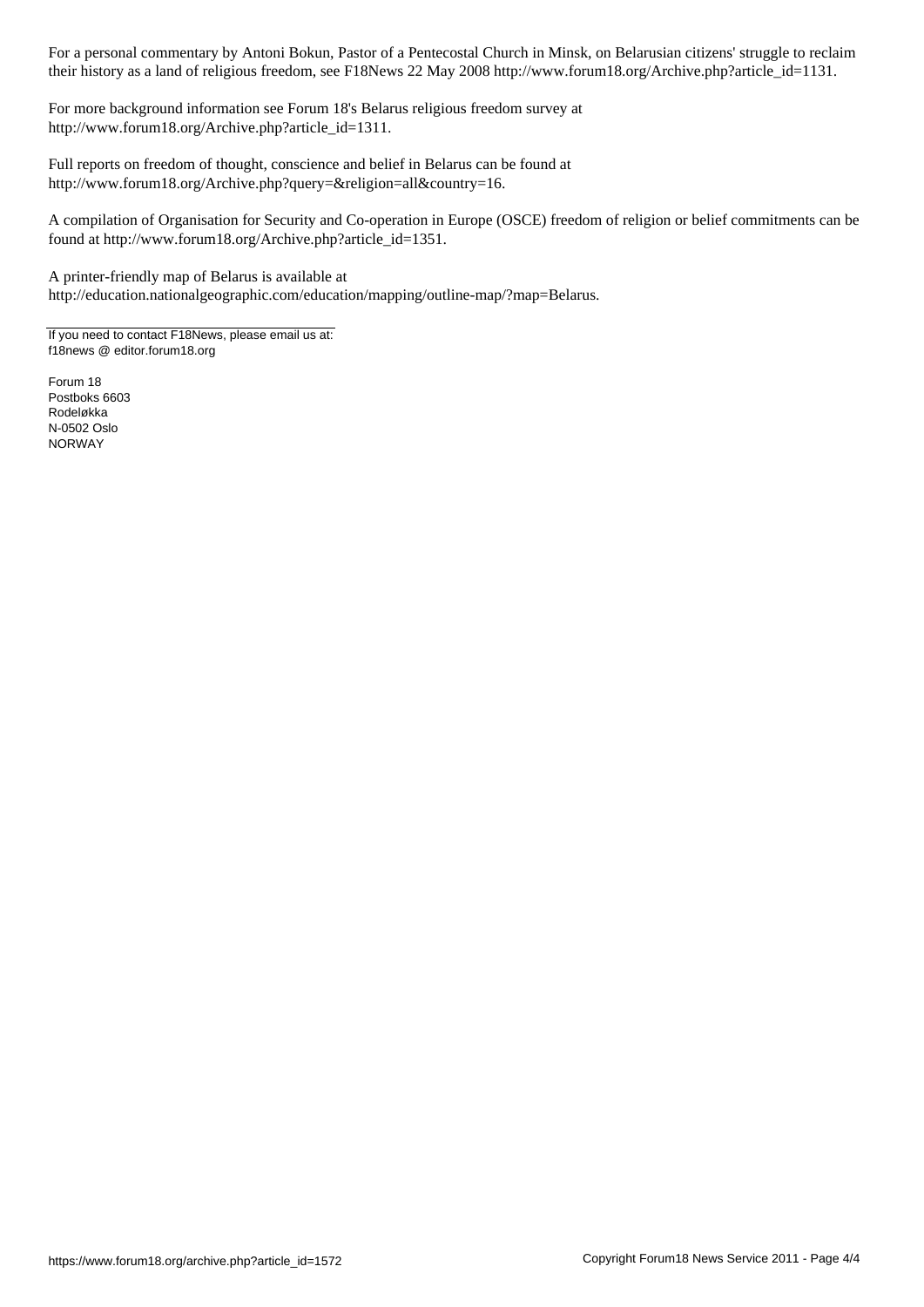For a personal commentary by Antoni Bokun, Pastor of a Pentecostal Church in Minsk, on Belarusian citizens' struggle to reclaim their history as a land of religious freedom, see F18News 22 May 2008 http://www.forum18.org/Archive.php?article_id=1131.

For more background information see Forum 18's Belarus religious freedom survey at http://www.forum18.org/Archive.php?article_id=1311.

Full reports on freedom of thought, conscience and belief in Belarus can be found at http://www.forum18.org/Archive.php?query=&religion=all&country=16.

A compilation of Organisation for Security and Co-operation in Europe (OSCE) freedom of religion or belief commitments can be found at http://www.forum18.org/Archive.php?article_id=1351.

A printer-friendly map of Belarus is available at http://education.nationalgeographic.com/education/mapping/outline-map/?map=Belarus.

If you need to contact F18News, please email us at:
f18news @ editor.forum18.org

Forum 18
Postboks 6603
Rodeløkka
N-0502 Oslo
NORWAY